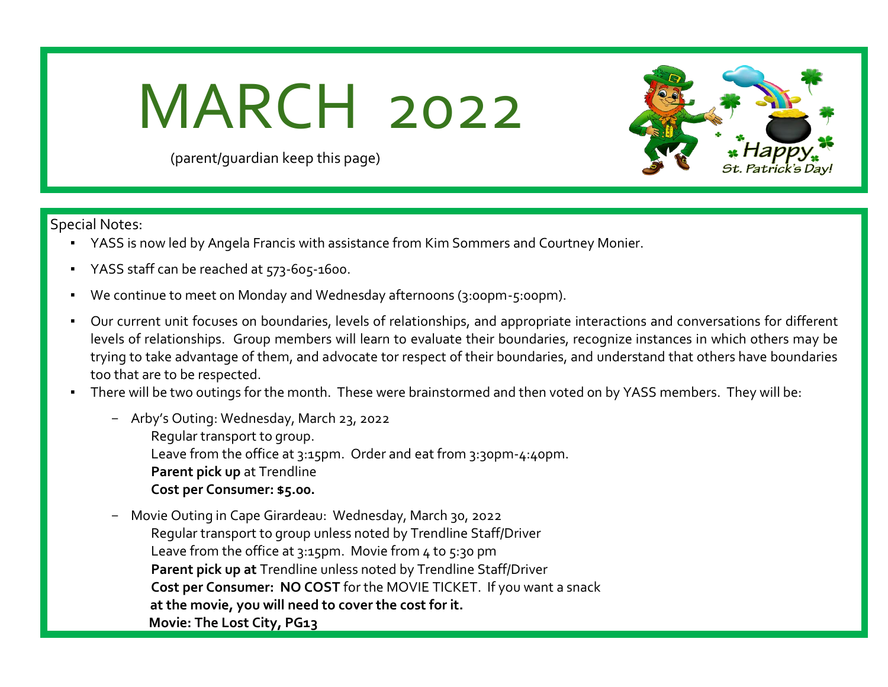# MARCH 2022

(parent/guardian keep this page)

Special Notes:

- YASS is now led by Angela Francis with assistance from Kim Sommers and Courtney Monier.
- YASS staff can be reached at 573-605-1600.
- We continue to meet on Monday and Wednesday afternoons (3:00pm-5:00pm).
- Our current unit focuses on boundaries, levels of relationships, and appropriate interactions and conversations for different levels of relationships. Group members will learn to evaluate their boundaries, recognize instances in which others may be trying to take advantage of them, and advocate tor respect of their boundaries, and understand that others have boundaries too that are to be respected.
- There will be two outings for the month. These were brainstormed and then voted on by YASS members. They will be:
  - Arby's Outing: Wednesday, March 23, 2022  
    Regular transport to group.  
    Leave from the office at 3:15pm. Order and eat from 3:30pm-4:40pm.  
    **Parent pick up** at Trendline  
    **Cost per Consumer: $5.00.**
  - Movie Outing in Cape Girardeau: Wednesday, March 30, 2022  
    Regular transport to group unless noted by Trendline Staff/Driver  
    Leave from the office at 3:15pm. Movie from 4 to 5:30 pm  
    **Parent pick up at** Trendline unless noted by Trendline Staff/Driver  
    **Cost per Consumer: NO COST** for the MOVIE TICKET. If you want a snack **at the movie, you will need to cover the cost for it.**  
    **Movie: The Lost City, PG13**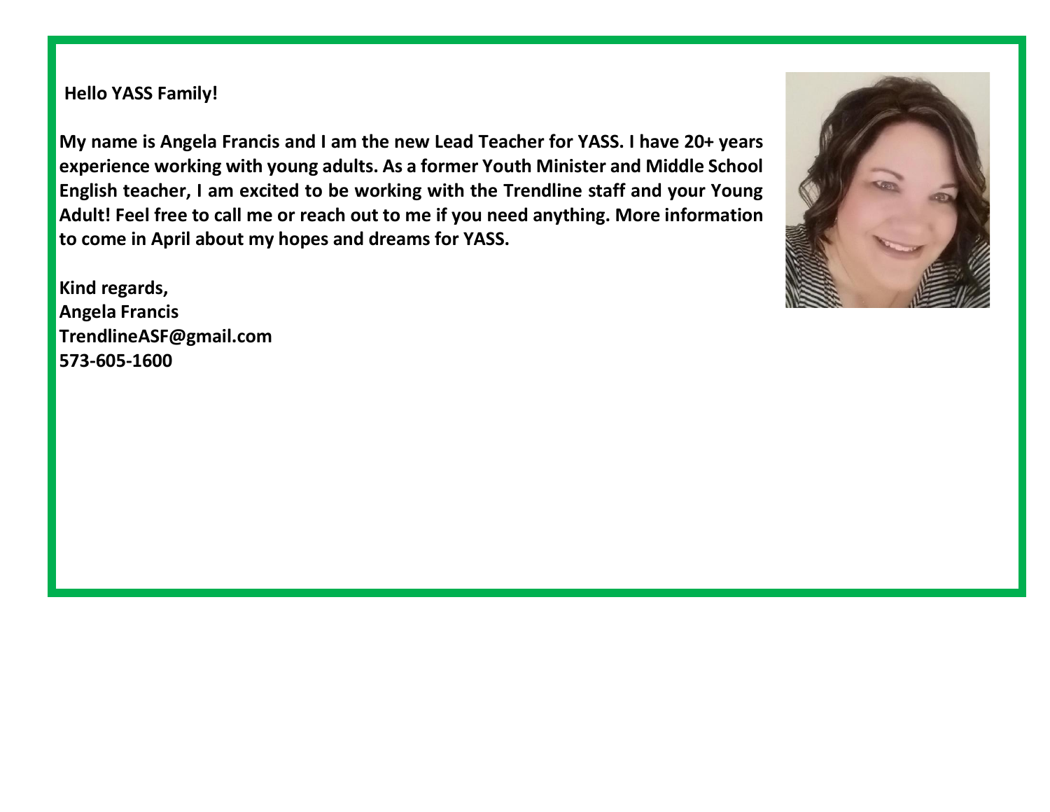**Hello YASS Family!**

**My name is Angela Francis and I am the new Lead Teacher for YASS. I have 20+ years experience working with young adults. As a former Youth Minister and Middle School English teacher, I am excited to be working with the Trendline staff and your Young Adult! Feel free to call me or reach out to me if you need anything. More information to come in April about my hopes and dreams for YASS.**

**Kind regards,**
**Angela Francis**
**TrendlineASF@gmail.com**
**573-605-1600**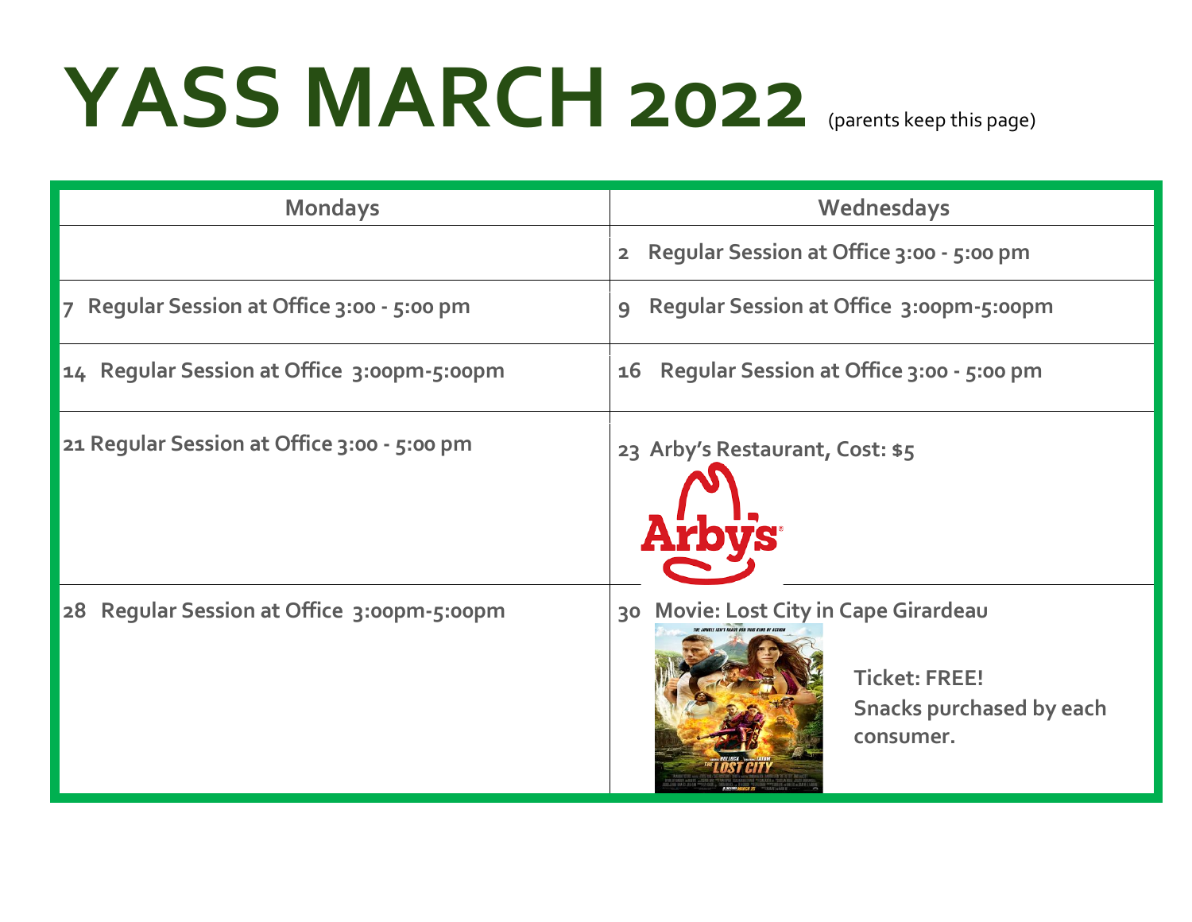# YASS MARCH 2022 (parents keep this page)

| Mondays | Wednesdays |
|---|---|
| | **2 Regular Session at Office 3:00 - 5:00 pm** |
| **7 Regular Session at Office 3:00 - 5:00 pm** | **9 Regular Session at Office 3:00pm-5:00pm** |
| **14 Regular Session at Office 3:00pm-5:00pm** | **16 Regular Session at Office 3:00 - 5:00 pm** |
| **21 Regular Session at Office 3:00 - 5:00 pm** | **23 Arby's Restaurant, Cost: $5** |
| **28 Regular Session at Office 3:00pm-5:00pm** | **30 Movie: Lost City in Cape Girardeau** <br> **Ticket: FREE!** <br> **Snacks purchased by each consumer.** |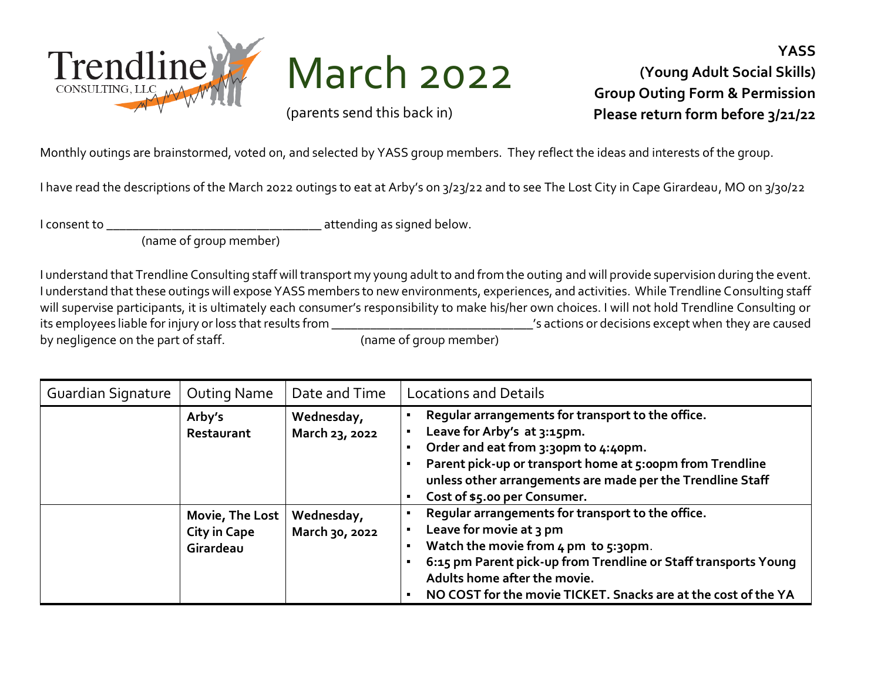Trendline CONSULTING, LLC

# March 2022

(parents send this back in)

**YASS**
**(Young Adult Social Skills)**
**Group Outing Form & Permission**
**Please return form before 3/21/22**

Monthly outings are brainstormed, voted on, and selected by YASS group members. They reflect the ideas and interests of the group.

I have read the descriptions of the March 2022 outings to eat at Arby's on 3/23/22 and to see The Lost City in Cape Girardeau, MO on 3/30/22

I consent to ________________________________ attending as signed below.
(name of group member)

I understand that Trendline Consulting staff will transport my young adult to and from the outing and will provide supervision during the event. I understand that these outings will expose YASS members to new environments, experiences, and activities. While Trendline Consulting staff will supervise participants, it is ultimately each consumer's responsibility to make his/her own choices. I will not hold Trendline Consulting or its employees liable for injury or loss that results from ______________________________'s actions or decisions except when they are caused by negligence on the part of staff. (name of group member)

| Guardian Signature | Outing Name | Date and Time | Locations and Details |
|---|---|---|---|
| | **Arby's Restaurant** | **Wednesday, March 23, 2022** | ▪ **Regular arrangements for transport to the office.**<br>▪ **Leave for Arby's at 3:15pm.**<br>▪ **Order and eat from 3:30pm to 4:40pm.**<br>▪ **Parent pick-up or transport home at 5:00pm from Trendline unless other arrangements are made per the Trendline Staff**<br>▪ **Cost of $5.00 per Consumer.** |
| | **Movie, The Lost City in Cape Girardeau** | **Wednesday, March 30, 2022** | ▪ **Regular arrangements for transport to the office.**<br>▪ **Leave for movie at 3 pm**<br>▪ **Watch the movie from 4 pm to 5:30pm.**<br>▪ **6:15 pm Parent pick-up from Trendline or Staff transports Young Adults home after the movie.**<br>▪ **NO COST for the movie TICKET. Snacks are at the cost of the YA** |